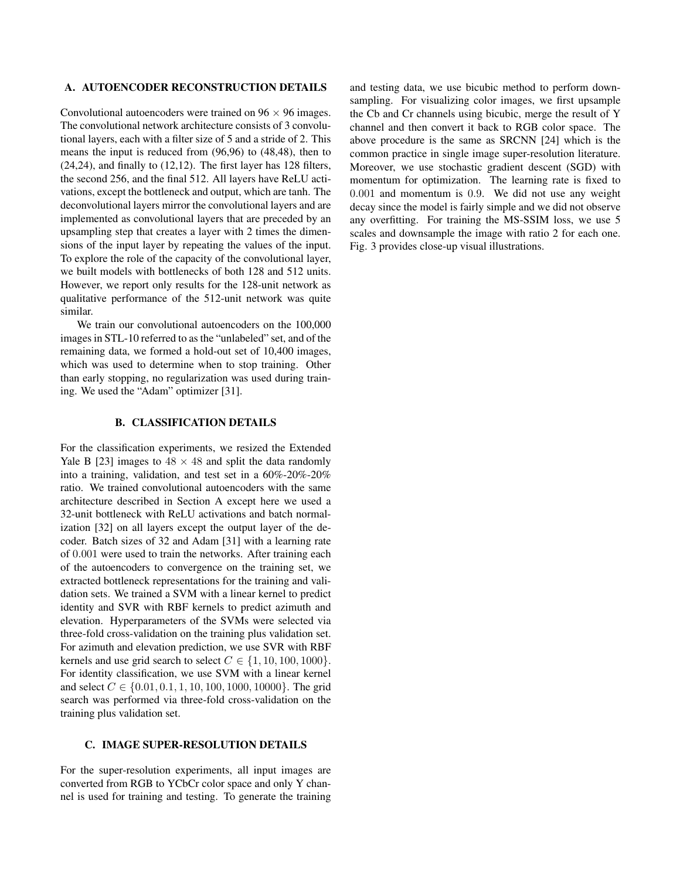## A. AUTOENCODER RECONSTRUCTION DETAILS

Convolutional autoencoders were trained on $96 \times 96$ images. The convolutional network architecture consists of 3 convolutional layers, each with a filter size of 5 and a stride of 2. This means the input is reduced from (96,96) to (48,48), then to (24,24), and finally to (12,12). The first layer has 128 filters, the second 256, and the final 512. All layers have ReLU activations, except the bottleneck and output, which are tanh. The deconvolutional layers mirror the convolutional layers and are implemented as convolutional layers that are preceded by an upsampling step that creates a layer with 2 times the dimensions of the input layer by repeating the values of the input. To explore the role of the capacity of the convolutional layer, we built models with bottlenecks of both 128 and 512 units. However, we report only results for the 128-unit network as qualitative performance of the 512-unit network was quite similar.

We train our convolutional autoencoders on the 100,000 images in STL-10 referred to as the "unlabeled" set, and of the remaining data, we formed a hold-out set of 10,400 images, which was used to determine when to stop training. Other than early stopping, no regularization was used during training. We used the "Adam" optimizer [31].

## B. CLASSIFICATION DETAILS

For the classification experiments, we resized the Extended Yale B [23] images to $48 \times 48$ and split the data randomly into a training, validation, and test set in a 60%-20%-20% ratio. We trained convolutional autoencoders with the same architecture described in Section A except here we used a 32-unit bottleneck with ReLU activations and batch normalization [32] on all layers except the output layer of the decoder. Batch sizes of 32 and Adam [31] with a learning rate of $0.001$ were used to train the networks. After training each of the autoencoders to convergence on the training set, we extracted bottleneck representations for the training and validation sets. We trained a SVM with a linear kernel to predict identity and SVR with RBF kernels to predict azimuth and elevation. Hyperparameters of the SVMs were selected via three-fold cross-validation on the training plus validation set. For azimuth and elevation prediction, we use SVR with RBF kernels and use grid search to select $C \in \{1, 10, 100, 1000\}$. For identity classification, we use SVM with a linear kernel and select $C \in \{0.01, 0.1, 1, 10, 100, 1000, 10000\}$. The grid search was performed via three-fold cross-validation on the training plus validation set.

## C. IMAGE SUPER-RESOLUTION DETAILS

For the super-resolution experiments, all input images are converted from RGB to YCbCr color space and only Y channel is used for training and testing. To generate the training and testing data, we use bicubic method to perform downsampling. For visualizing color images, we first upsample the Cb and Cr channels using bicubic, merge the result of Y channel and then convert it back to RGB color space. The above procedure is the same as SRCNN [24] which is the common practice in single image super-resolution literature. Moreover, we use stochastic gradient descent (SGD) with momentum for optimization. The learning rate is fixed to $0.001$ and momentum is $0.9$. We did not use any weight decay since the model is fairly simple and we did not observe any overfitting. For training the MS-SSIM loss, we use 5 scales and downsample the image with ratio 2 for each one. Fig. 3 provides close-up visual illustrations.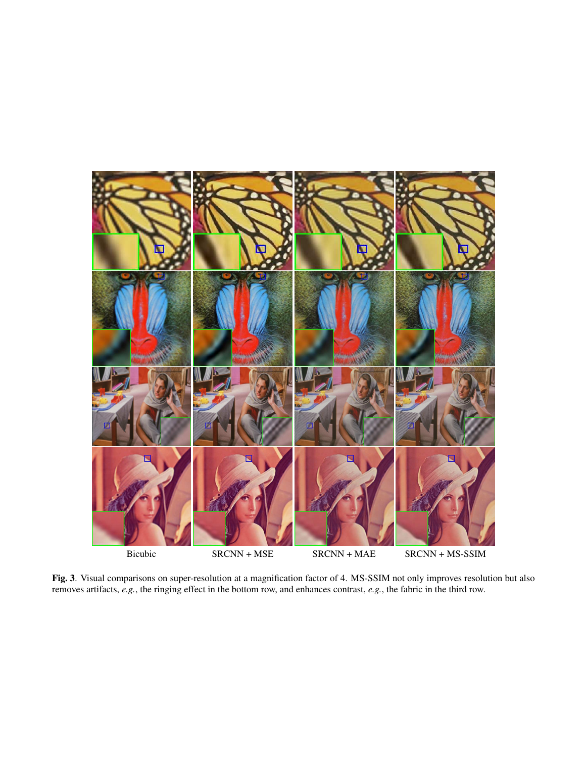Bicubic

SRCNN + MSE

SRCNN + MAE

SRCNN + MS-SSIM

**Fig. 3**. Visual comparisons on super-resolution at a magnification factor of 4. MS-SSIM not only improves resolution but also removes artifacts, *e.g.*, the ringing effect in the bottom row, and enhances contrast, *e.g.*, the fabric in the third row.